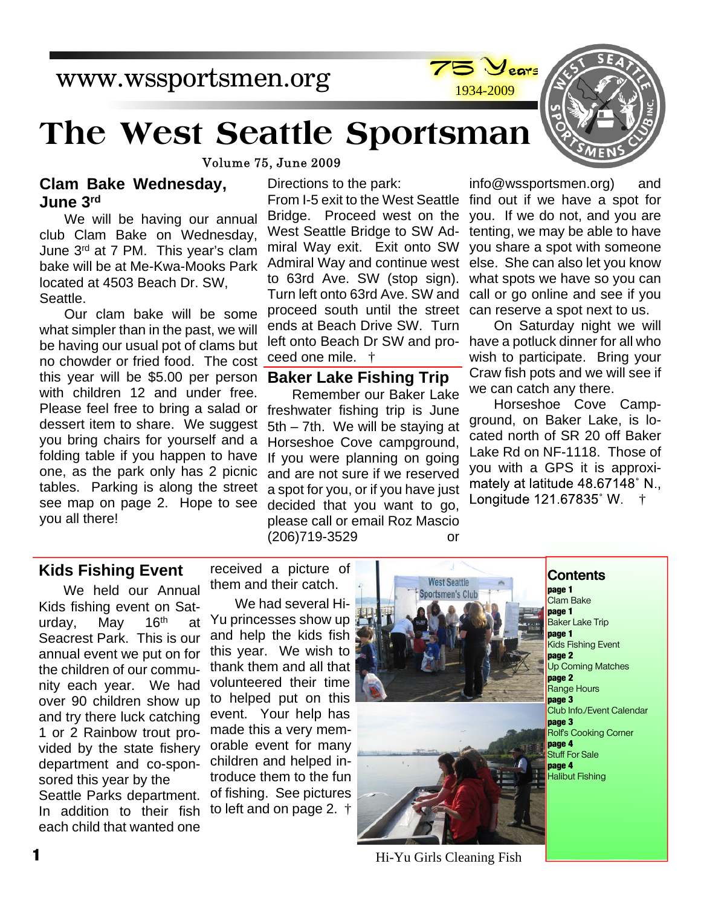www.wssportsmen.org

75 Years 1934-2009

# The West Seattle Sportsman

Volume 75, June 2009

## Clam Bake Wednesday, June 3rd

We will be having our annual club Clam Bake on Wednesday, June 3rd at 7 PM. This year's clam bake will be at Me-Kwa-Mooks Park located at 4503 Beach Dr. SW, Seattle.

Our clam bake will be somewhat simpler than in the past, we will be having our usual pot of clams but no chowder or fried food. The cost this year will be $5.00 per person with children 12 and under free. Please feel free to bring a salad or dessert item to share. We suggest you bring chairs for yourself and a folding table if you happen to have one, as the park only has 2 picnic tables. Parking is along the street see map on page 2. Hope to see you all there!

Directions to the park:

From I-5 exit to the West Seattle Bridge. Proceed west on the West Seattle Bridge to SW Admiral Way exit. Exit onto SW Admiral Way and continue west to 63rd Ave. SW (stop sign). Turn left onto 63rd Ave. SW and proceed south until the street ends at Beach Drive SW. Turn left onto Beach Dr SW and proceed one mile. †

## Baker Lake Fishing Trip

Remember our Baker Lake freshwater fishing trip is June 5th – 7th. We will be staying at Horseshoe Cove campground, If you were planning on going and are not sure if we reserved a spot for you, or if you have just decided that you want to go, please call or email Roz Mascio (206)719-3529 or info@wssportsmen.org) and find out if we have a spot for you. If we do not, and you are tenting, we may be able to have you share a spot with someone else. She can also let you know what spots we have so you can call or go online and see if you can reserve a spot next to us.

On Saturday night we will have a potluck dinner for all who wish to participate. Bring your Craw fish pots and we will see if we can catch any there.

Horseshoe Cove Campground, on Baker Lake, is located north of SR 20 off Baker Lake Rd on NF-1118. Those of you with a GPS it is approximately at latitude 48.67148˚ N., Longitude 121.67835˚ W. †

## Kids Fishing Event

We held our Annual Kids fishing event on Saturday, May 16th at Seacrest Park. This is our annual event we put on for the children of our community each year. We had over 90 children show up and try there luck catching 1 or 2 Rainbow trout provided by the state fishery department and co-sponsored this year by the Seattle Parks department. In addition to their fish each child that wanted one received a picture of them and their catch.

We had several Hi-Yu princesses show up and help the kids fish this year. We wish to thank them and all that volunteered their time to helped put on this event. Your help has made this a very memorable event for many children and helped introduce them to the fun of fishing. See pictures to left and on page 2. †

Hi-Yu Girls Cleaning Fish

## Contents

**page 1** Clam Bake
**page 1** Baker Lake Trip
**page 1** Kids Fishing Event
**page 2** Up Coming Matches
**page 2** Range Hours
**page 3** Club Info./Event Calendar
**page 3** Rolf's Cooking Corner
**page 4** Stuff For Sale
**page 4** Halibut Fishing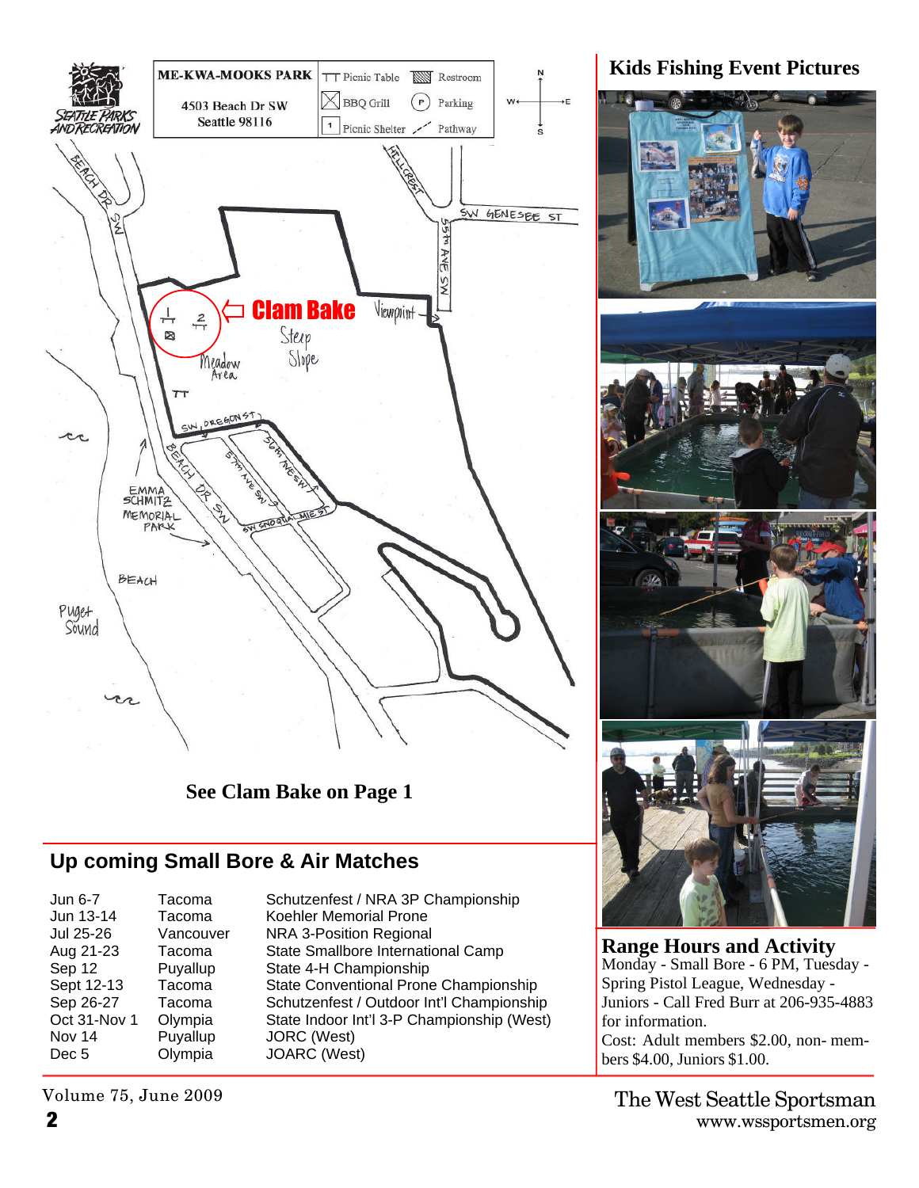**ME-KWA-MOOKS PARK**
4503 Beach Dr SW
Seattle 98116

**Clam Bake**

**See Clam Bake on Page 1**

## Up coming Small Bore & Air Matches

| | | |
|---|---|---|
| Jun 6-7 | Tacoma | Schutzenfest / NRA 3P Championship |
| Jun 13-14 | Tacoma | Koehler Memorial Prone |
| Jul 25-26 | Vancouver | NRA 3-Position Regional |
| Aug 21-23 | Tacoma | State Smallbore International Camp |
| Sep 12 | Puyallup | State 4-H Championship |
| Sept 12-13 | Tacoma | State Conventional Prone Championship |
| Sep 26-27 | Tacoma | Schutzenfest / Outdoor Int'l Championship |
| Oct 31-Nov 1 | Olympia | State Indoor Int'l 3-P Championship (West) |
| Nov 14 | Puyallup | JORC (West) |
| Dec 5 | Olympia | JOARC (West) |

## Kids Fishing Event Pictures

## Range Hours and Activity

Monday - Small Bore - 6 PM, Tuesday - Spring Pistol League, Wednesday - Juniors - Call Fred Burr at 206-935-4883 for information.

Cost: Adult members $2.00, non-members $4.00, Juniors $1.00.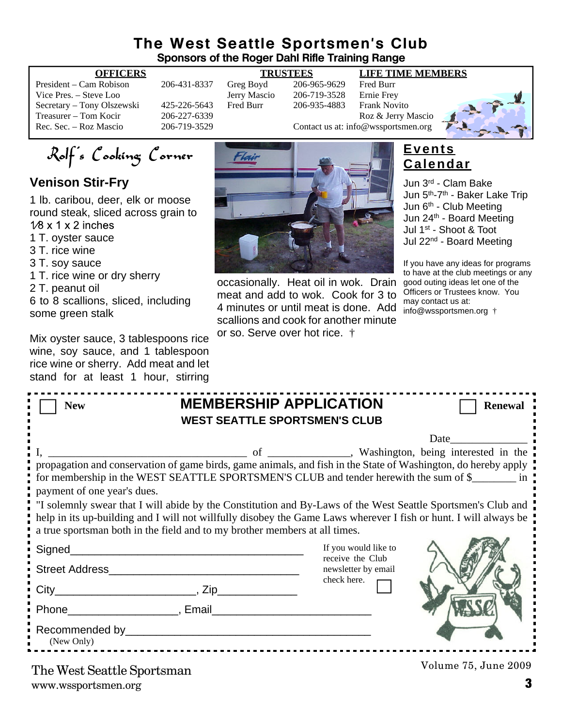# The West Seattle Sportsmen's Club

**Sponsors of the Roger Dahl Rifle Training Range**

| OFFICERS | | TRUSTEES | | LIFE TIME MEMBERS |
|---|---|---|---|---|
| President – Cam Robison | 206-431-8337 | Greg Boyd | 206-965-9629 | Fred Burr |
| Vice Pres. – Steve Loo | | Jerry Mascio | 206-719-3528 | Ernie Frey |
| Secretary – Tony Olszewski | 425-226-5643 | Fred Burr | 206-935-4883 | Frank Novito |
| Treasurer – Tom Kocir | 206-227-6339 | | | Roz & Jerry Mascio |
| Rec. Sec. – Roz Mascio | 206-719-3529 | | | |

Contact us at: info@wssportsmen.org

## Rolf's Cooking Corner

### Venison Stir-Fry

1 lb. caribou, deer, elk or moose round steak, sliced across grain to 1⁄8 x 1 x 2 inches
1 T. oyster sauce
3 T. rice wine
3 T. soy sauce
1 T. rice wine or dry sherry
2 T. peanut oil
6 to 8 scallions, sliced, including some green stalk

Mix oyster sauce, 3 tablespoons rice wine, soy sauce, and 1 tablespoon rice wine or sherry. Add meat and let stand for at least 1 hour, stirring occasionally. Heat oil in wok. Drain meat and add to wok. Cook for 3 to 4 minutes or until meat is done. Add scallions and cook for another minute or so. Serve over hot rice. †

## Events Calendar

Jun 3rd - Clam Bake
Jun 5th-7th - Baker Lake Trip
Jun 6th - Club Meeting
Jun 24th - Board Meeting
Jul 1st - Shoot & Toot
Jul 22nd - Board Meeting

If you have any ideas for programs to have at the club meetings or any good outing ideas let one of the Officers or Trustees know. You may contact us at: info@wssportsmen.org †

---

☐ **New** ☐ **Renewal**

## MEMBERSHIP APPLICATION

**WEST SEATTLE SPORTSMEN'S CLUB**

Date______________

I, ____________________________________ of _______________, Washington, being interested in the propagation and conservation of game birds, game animals, and fish in the State of Washington, do hereby apply for membership in the WEST SEATTLE SPORTSMEN'S CLUB and tender herewith the sum of $________ in payment of one year's dues.

"I solemnly swear that I will abide by the Constitution and By-Laws of the West Seattle Sportsmen's Club and help in its up-building and I will not willfully disobey the Game Laws wherever I fish or hunt. I will always be a true sportsman both in the field and to my brother members at all times.

Signed_______________________________________

Street Address________________________________

City_______________________, Zip_____________

Phone__________________, Email_________________________

Recommended by_________________________________________
(New Only)

If you would like to receive the Club newsletter by email check here. ☐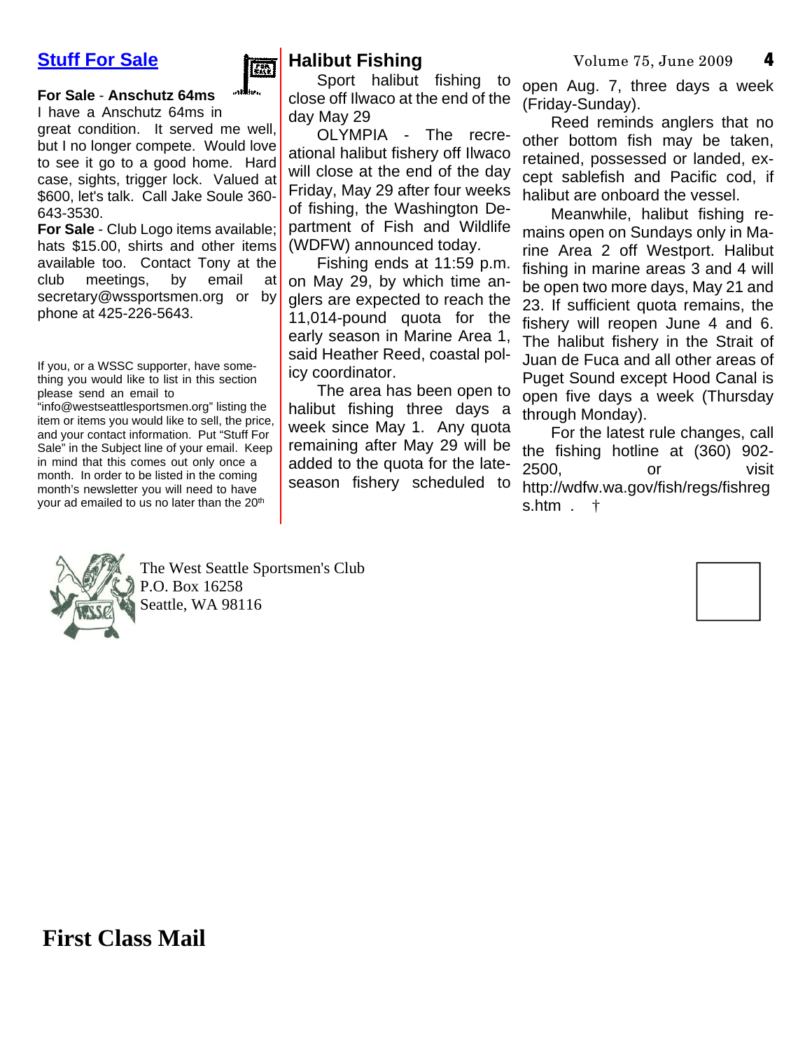## Stuff For Sale

**For Sale** - **Anschutz 64ms**

I have a Anschutz 64ms in great condition. It served me well, but I no longer compete. Would love to see it go to a good home. Hard case, sights, trigger lock. Valued at $600, let's talk. Call Jake Soule 360-643-3530.

**For Sale** - Club Logo items available; hats $15.00, shirts and other items available too. Contact Tony at the club meetings, by email at secretary@wssportsmen.org or by phone at 425-226-5643.

If you, or a WSSC supporter, have something you would like to list in this section please send an email to "info@westseattlesportsmen.org" listing the item or items you would like to sell, the price, and your contact information. Put "Stuff For Sale" in the Subject line of your email. Keep in mind that this comes out only once a month. In order to be listed in the coming month's newsletter you will need to have your ad emailed to us no later than the 20th

## Halibut Fishing

Sport halibut fishing to close off Ilwaco at the end of the day May 29

OLYMPIA - The recreational halibut fishery off Ilwaco will close at the end of the day Friday, May 29 after four weeks of fishing, the Washington Department of Fish and Wildlife (WDFW) announced today.

Fishing ends at 11:59 p.m. on May 29, by which time anglers are expected to reach the 11,014-pound quota for the early season in Marine Area 1, said Heather Reed, coastal policy coordinator.

The area has been open to halibut fishing three days a week since May 1. Any quota remaining after May 29 will be added to the quota for the late-season fishery scheduled to open Aug. 7, three days a week (Friday-Sunday).

Reed reminds anglers that no other bottom fish may be taken, retained, possessed or landed, except sablefish and Pacific cod, if halibut are onboard the vessel.

Meanwhile, halibut fishing remains open on Sundays only in Marine Area 2 off Westport. Halibut fishing in marine areas 3 and 4 will be open two more days, May 21 and 23. If sufficient quota remains, the fishery will reopen June 4 and 6. The halibut fishery in the Strait of Juan de Fuca and all other areas of Puget Sound except Hood Canal is open five days a week (Thursday through Monday).

For the latest rule changes, call the fishing hotline at (360) 902-2500, or visit http://wdfw.wa.gov/fish/regs/fishregs.htm . †

The West Seattle Sportsmen's Club
P.O. Box 16258
Seattle, WA 98116

**First Class Mail**